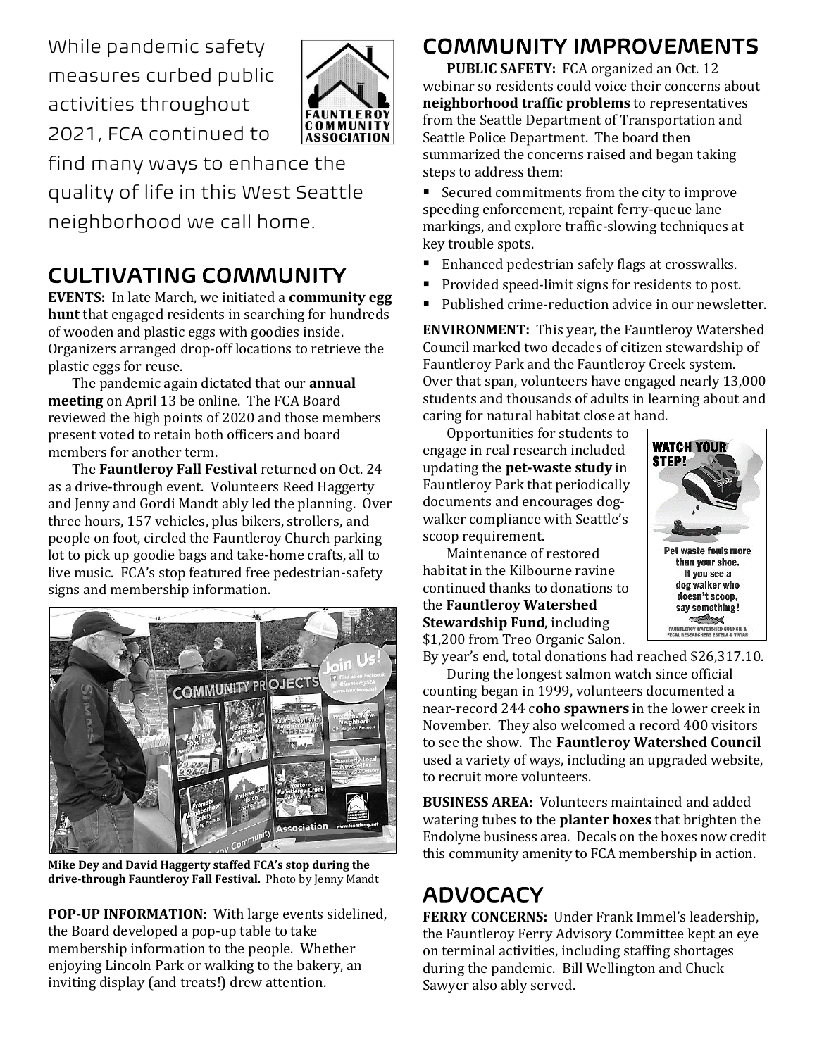While pandemic safety measures curbed public activities throughout 2021, FCA continued to find many ways to enhance the quality of life in this West Seattle neighborhood we call home.

## CULTIVATING COMMUNITY

**EVENTS:** In late March, we initiated a **community egg hunt** that engaged residents in searching for hundreds of wooden and plastic eggs with goodies inside. Organizers arranged drop-off locations to retrieve the plastic eggs for reuse.

The pandemic again dictated that our **annual meeting** on April 13 be online. The FCA Board reviewed the high points of 2020 and those members present voted to retain both officers and board members for another term.

The **Fauntleroy Fall Festival** returned on Oct. 24 as a drive-through event. Volunteers Reed Haggerty and Jenny and Gordi Mandt ably led the planning. Over three hours, 157 vehicles, plus bikers, strollers, and people on foot, circled the Fauntleroy Church parking lot to pick up goodie bags and take-home crafts, all to live music. FCA's stop featured free pedestrian-safety signs and membership information.

**Mike Dey and David Haggerty staffed FCA's stop during the drive-through Fauntleroy Fall Festival.** Photo by Jenny Mandt

**POP-UP INFORMATION:** With large events sidelined, the Board developed a pop-up table to take membership information to the people. Whether enjoying Lincoln Park or walking to the bakery, an inviting display (and treats!) drew attention.

## COMMUNITY IMPROVEMENTS

**PUBLIC SAFETY:** FCA organized an Oct. 12 webinar so residents could voice their concerns about **neighborhood traffic problems** to representatives from the Seattle Department of Transportation and Seattle Police Department. The board then summarized the concerns raised and began taking steps to address them:

- Secured commitments from the city to improve speeding enforcement, repaint ferry-queue lane markings, and explore traffic-slowing techniques at key trouble spots.
- Enhanced pedestrian safely flags at crosswalks.
- Provided speed-limit signs for residents to post.
- Published crime-reduction advice in our newsletter.

**ENVIRONMENT:** This year, the Fauntleroy Watershed Council marked two decades of citizen stewardship of Fauntleroy Park and the Fauntleroy Creek system. Over that span, volunteers have engaged nearly 13,000 students and thousands of adults in learning about and caring for natural habitat close at hand.

Opportunities for students to engage in real research included updating the **pet-waste study** in Fauntleroy Park that periodically documents and encourages dog-walker compliance with Seattle's scoop requirement.

Maintenance of restored habitat in the Kilbourne ravine continued thanks to donations to the **Fauntleroy Watershed Stewardship Fund**, including $1,200 from Treo Organic Salon. By year's end, total donations had reached $26,317.10.

During the longest salmon watch since official counting began in 1999, volunteers documented a near-record 244 c**oho spawners** in the lower creek in November. They also welcomed a record 400 visitors to see the show. The **Fauntleroy Watershed Council** used a variety of ways, including an upgraded website, to recruit more volunteers.

**BUSINESS AREA:** Volunteers maintained and added watering tubes to the **planter boxes** that brighten the Endolyne business area. Decals on the boxes now credit this community amenity to FCA membership in action.

## ADVOCACY

**FERRY CONCERNS:** Under Frank Immel's leadership, the Fauntleroy Ferry Advisory Committee kept an eye on terminal activities, including staffing shortages during the pandemic. Bill Wellington and Chuck Sawyer also ably served.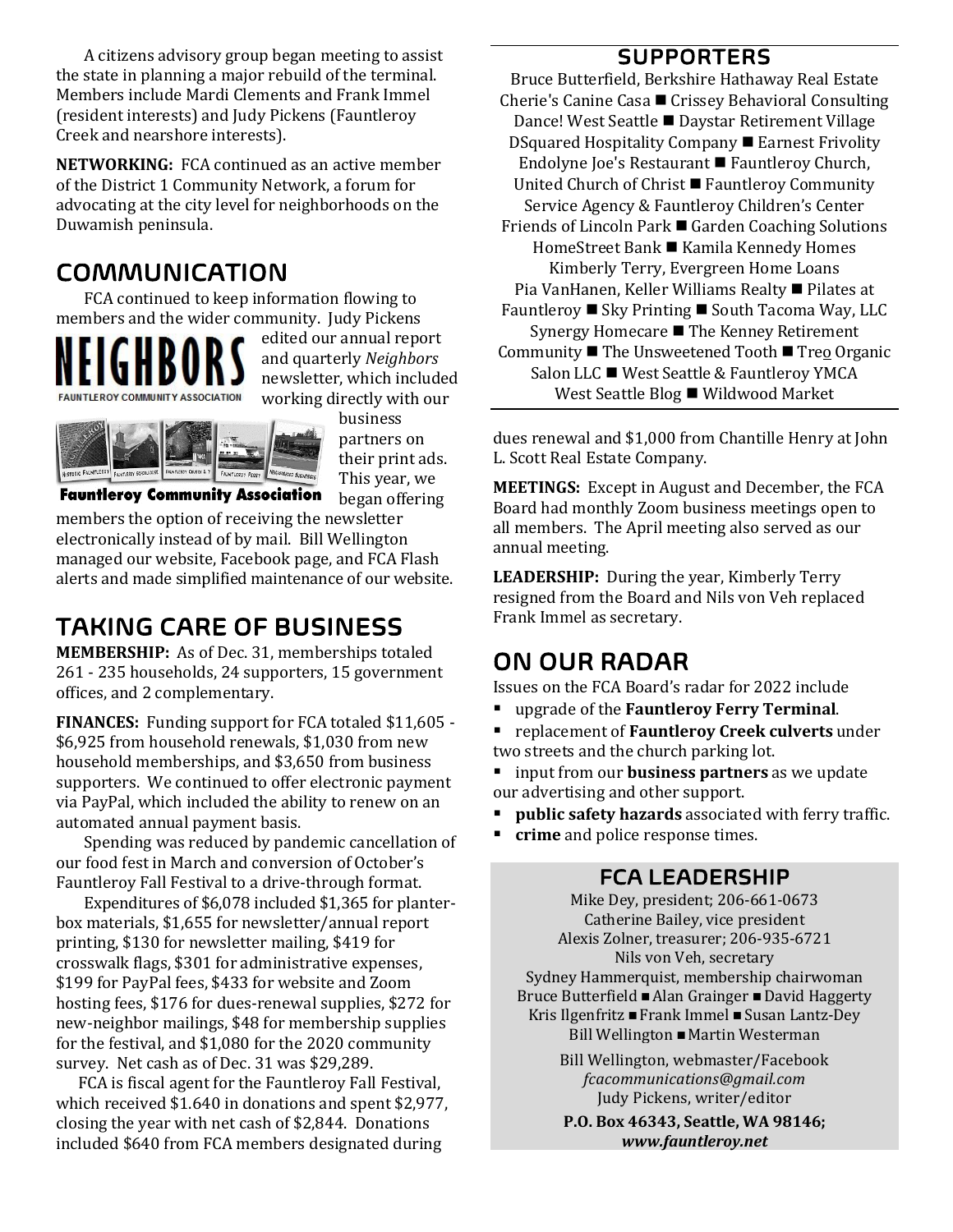A citizens advisory group began meeting to assist the state in planning a major rebuild of the terminal. Members include Mardi Clements and Frank Immel (resident interests) and Judy Pickens (Fauntleroy Creek and nearshore interests).

**NETWORKING:** FCA continued as an active member of the District 1 Community Network, a forum for advocating at the city level for neighborhoods on the Duwamish peninsula.

## COMMUNICATION

FCA continued to keep information flowing to members and the wider community. Judy Pickens edited our annual report and quarterly *Neighbors* newsletter, which included working directly with our business partners on their print ads. This year, we began offering members the option of receiving the newsletter electronically instead of by mail. Bill Wellington managed our website, Facebook page, and FCA Flash alerts and made simplified maintenance of our website.

## TAKING CARE OF BUSINESS

**MEMBERSHIP:** As of Dec. 31, memberships totaled 261 - 235 households, 24 supporters, 15 government offices, and 2 complementary.

**FINANCES:** Funding support for FCA totaled $11,605 - $6,925 from household renewals, $1,030 from new household memberships, and $3,650 from business supporters. We continued to offer electronic payment via PayPal, which included the ability to renew on an automated annual payment basis.

Spending was reduced by pandemic cancellation of our food fest in March and conversion of October's Fauntleroy Fall Festival to a drive-through format.

Expenditures of $6,078 included $1,365 for planter-box materials, $1,655 for newsletter/annual report printing, $130 for newsletter mailing, $419 for crosswalk flags, $301 for administrative expenses, $199 for PayPal fees, $433 for website and Zoom hosting fees, $176 for dues-renewal supplies, $272 for new-neighbor mailings, $48 for membership supplies for the festival, and $1,080 for the 2020 community survey. Net cash as of Dec. 31 was $29,289.

FCA is fiscal agent for the Fauntleroy Fall Festival, which received $1.640 in donations and spent $2,977, closing the year with net cash of $2,844. Donations included $640 from FCA members designated during dues renewal and $1,000 from Chantille Henry at John L. Scott Real Estate Company.

**MEETINGS:** Except in August and December, the FCA Board had monthly Zoom business meetings open to all members. The April meeting also served as our annual meeting.

**LEADERSHIP:** During the year, Kimberly Terry resigned from the Board and Nils von Veh replaced Frank Immel as secretary.

## ON OUR RADAR

Issues on the FCA Board's radar for 2022 include

- upgrade of the **Fauntleroy Ferry Terminal**.
- replacement of **Fauntleroy Creek culverts** under two streets and the church parking lot.
- input from our **business partners** as we update our advertising and other support.
- **public safety hazards** associated with ferry traffic.
- **crime** and police response times.

## SUPPORTERS

Bruce Butterfield, Berkshire Hathaway Real Estate
Cherie's Canine Casa ■ Crissey Behavioral Consulting
Dance! West Seattle ■ Daystar Retirement Village
DSquared Hospitality Company ■ Earnest Frivolity
Endolyne Joe's Restaurant ■ Fauntleroy Church, United Church of Christ ■ Fauntleroy Community Service Agency & Fauntleroy Children's Center
Friends of Lincoln Park ■ Garden Coaching Solutions
HomeStreet Bank ■ Kamila Kennedy Homes
Kimberly Terry, Evergreen Home Loans
Pia VanHanen, Keller Williams Realty ■ Pilates at Fauntleroy ■ Sky Printing ■ South Tacoma Way, LLC
Synergy Homecare ■ The Kenney Retirement Community ■ The Unsweetened Tooth ■ Treo Organic Salon LLC ■ West Seattle & Fauntleroy YMCA
West Seattle Blog ■ Wildwood Market

## FCA LEADERSHIP

Mike Dey, president; 206-661-0673
Catherine Bailey, vice president
Alexis Zolner, treasurer; 206-935-6721
Nils von Veh, secretary
Sydney Hammerquist, membership chairwoman
Bruce Butterfield ■ Alan Grainger ■ David Haggerty
Kris Ilgenfritz ■ Frank Immel ■ Susan Lantz-Dey
Bill Wellington ■ Martin Westerman

Bill Wellington, webmaster/Facebook
*fcacommunications@gmail.com*
Judy Pickens, writer/editor

**P.O. Box 46343, Seattle, WA 98146;**
***www.fauntleroy.net***